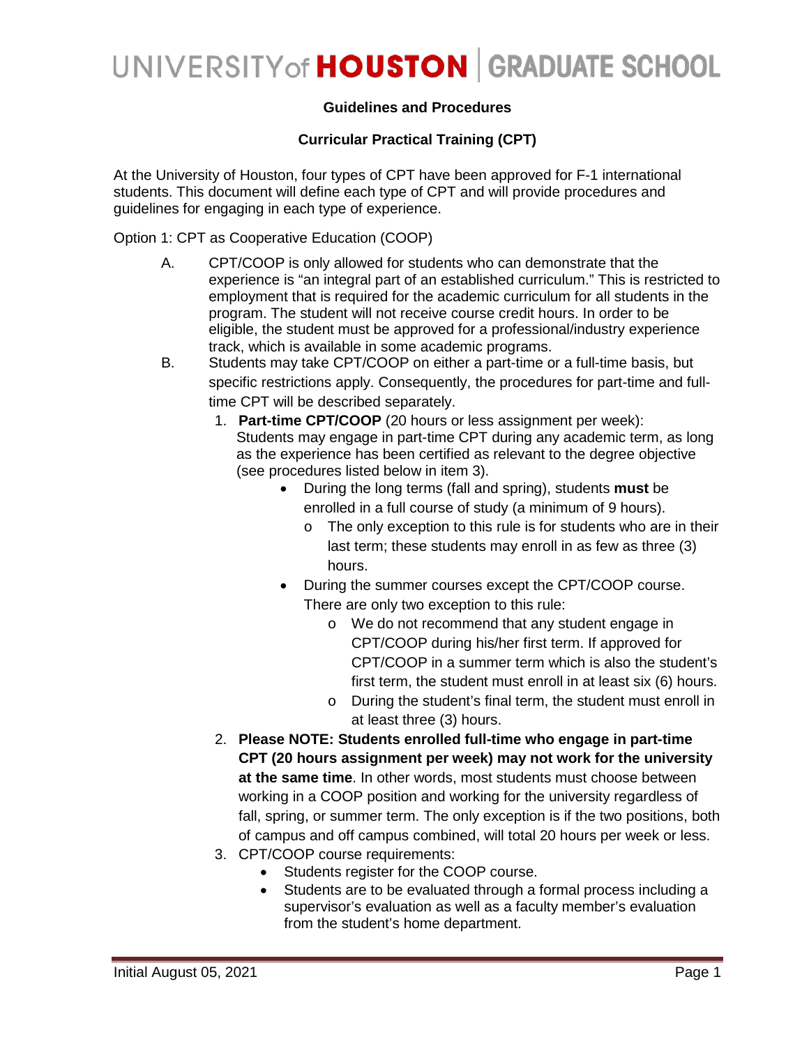# UNIVERSITY of HOUSTON | GRADUATE SCHOOL

**Guidelines and Procedures**

**Curricular Practical Training (CPT)**

At the University of Houston, four types of CPT have been approved for F-1 international students. This document will define each type of CPT and will provide procedures and guidelines for engaging in each type of experience.

Option 1: CPT as Cooperative Education (COOP)

A. CPT/COOP is only allowed for students who can demonstrate that the experience is "an integral part of an established curriculum." This is restricted to employment that is required for the academic curriculum for all students in the program. The student will not receive course credit hours. In order to be eligible, the student must be approved for a professional/industry experience track, which is available in some academic programs.

B. Students may take CPT/COOP on either a part-time or a full-time basis, but specific restrictions apply. Consequently, the procedures for part-time and full-time CPT will be described separately.

1. **Part-time CPT/COOP** (20 hours or less assignment per week): Students may engage in part-time CPT during any academic term, as long as the experience has been certified as relevant to the degree objective (see procedures listed below in item 3).
   - During the long terms (fall and spring), students **must** be enrolled in a full course of study (a minimum of 9 hours).
     - The only exception to this rule is for students who are in their last term; these students may enroll in as few as three (3) hours.
   - During the summer courses except the CPT/COOP course. There are only two exception to this rule:
     - We do not recommend that any student engage in CPT/COOP during his/her first term. If approved for CPT/COOP in a summer term which is also the student's first term, the student must enroll in at least six (6) hours.
     - During the student's final term, the student must enroll in at least three (3) hours.
2. **Please NOTE: Students enrolled full-time who engage in part-time CPT (20 hours assignment per week) may not work for the university at the same time**. In other words, most students must choose between working in a COOP position and working for the university regardless of fall, spring, or summer term. The only exception is if the two positions, both of campus and off campus combined, will total 20 hours per week or less.
3. CPT/COOP course requirements:
   - Students register for the COOP course.
   - Students are to be evaluated through a formal process including a supervisor's evaluation as well as a faculty member's evaluation from the student's home department.

Initial August 05, 2021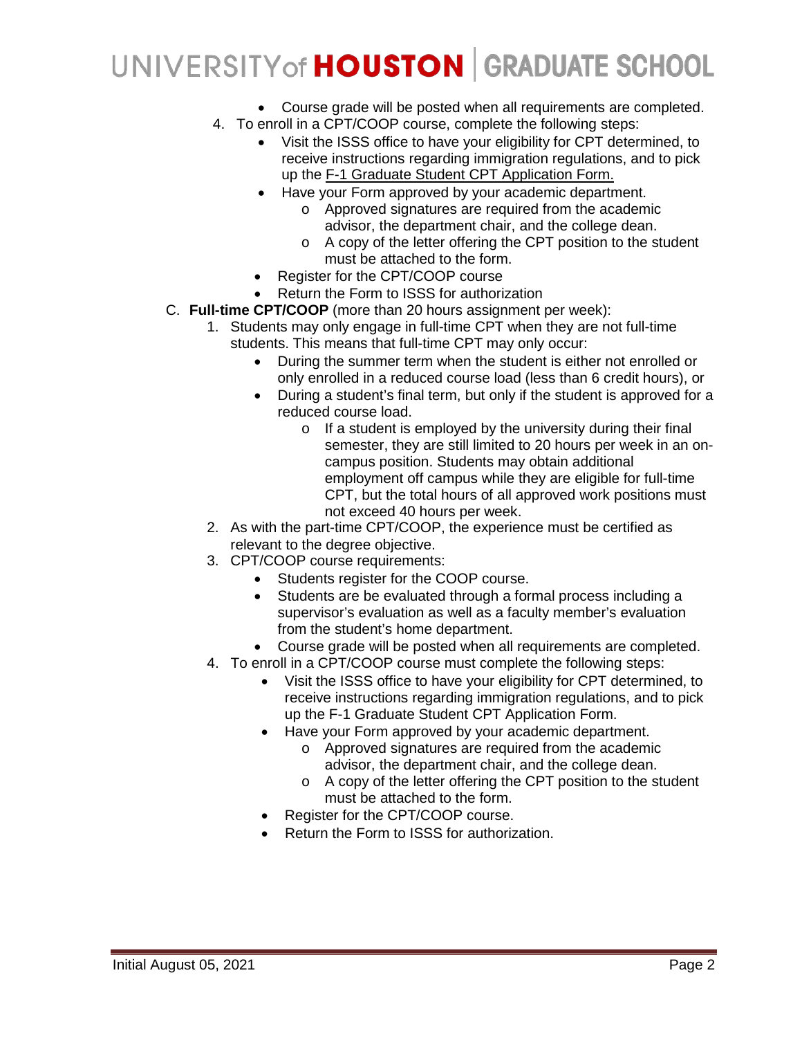- Course grade will be posted when all requirements are completed.

4. To enroll in a CPT/COOP course, complete the following steps:
   - Visit the ISSS office to have your eligibility for CPT determined, to receive instructions regarding immigration regulations, and to pick up the F-1 Graduate Student CPT Application Form.
   - Have your Form approved by your academic department.
     - Approved signatures are required from the academic advisor, the department chair, and the college dean.
     - A copy of the letter offering the CPT position to the student must be attached to the form.
   - Register for the CPT/COOP course
   - Return the Form to ISSS for authorization

C. **Full-time CPT/COOP** (more than 20 hours assignment per week):

1. Students may only engage in full-time CPT when they are not full-time students. This means that full-time CPT may only occur:
   - During the summer term when the student is either not enrolled or only enrolled in a reduced course load (less than 6 credit hours), or
   - During a student's final term, but only if the student is approved for a reduced course load.
     - If a student is employed by the university during their final semester, they are still limited to 20 hours per week in an on-campus position. Students may obtain additional employment off campus while they are eligible for full-time CPT, but the total hours of all approved work positions must not exceed 40 hours per week.
2. As with the part-time CPT/COOP, the experience must be certified as relevant to the degree objective.
3. CPT/COOP course requirements:
   - Students register for the COOP course.
   - Students are be evaluated through a formal process including a supervisor's evaluation as well as a faculty member's evaluation from the student's home department.
   - Course grade will be posted when all requirements are completed.
4. To enroll in a CPT/COOP course must complete the following steps:
   - Visit the ISSS office to have your eligibility for CPT determined, to receive instructions regarding immigration regulations, and to pick up the F-1 Graduate Student CPT Application Form.
   - Have your Form approved by your academic department.
     - Approved signatures are required from the academic advisor, the department chair, and the college dean.
     - A copy of the letter offering the CPT position to the student must be attached to the form.
   - Register for the CPT/COOP course.
   - Return the Form to ISSS for authorization.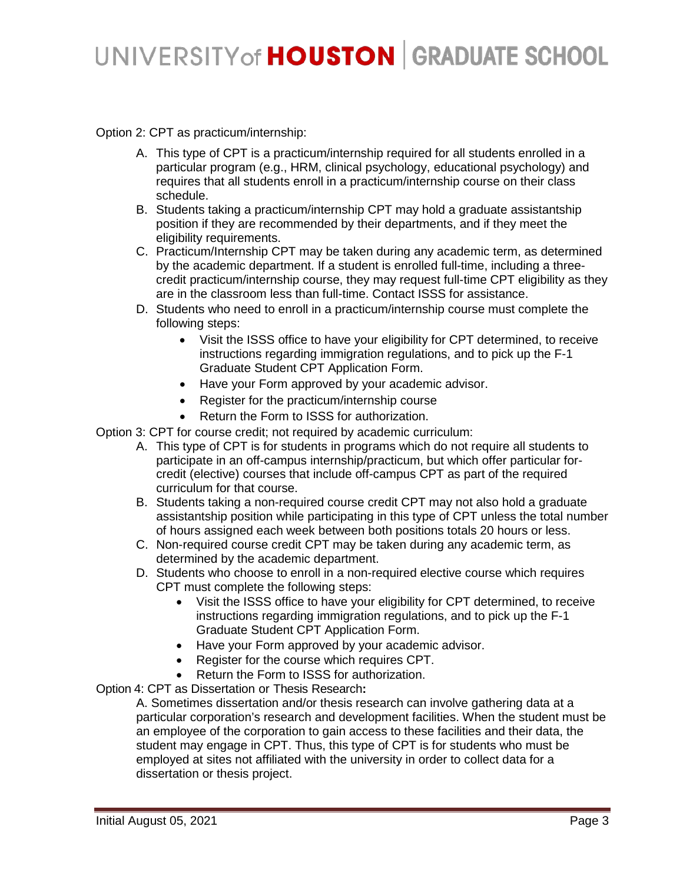Option 2: CPT as practicum/internship:

A. This type of CPT is a practicum/internship required for all students enrolled in a particular program (e.g., HRM, clinical psychology, educational psychology) and requires that all students enroll in a practicum/internship course on their class schedule.
B. Students taking a practicum/internship CPT may hold a graduate assistantship position if they are recommended by their departments, and if they meet the eligibility requirements.
C. Practicum/Internship CPT may be taken during any academic term, as determined by the academic department. If a student is enrolled full-time, including a three-credit practicum/internship course, they may request full-time CPT eligibility as they are in the classroom less than full-time. Contact ISSS for assistance.
D. Students who need to enroll in a practicum/internship course must complete the following steps:
    - Visit the ISSS office to have your eligibility for CPT determined, to receive instructions regarding immigration regulations, and to pick up the F-1 Graduate Student CPT Application Form.
    - Have your Form approved by your academic advisor.
    - Register for the practicum/internship course
    - Return the Form to ISSS for authorization.

Option 3: CPT for course credit; not required by academic curriculum:

A. This type of CPT is for students in programs which do not require all students to participate in an off-campus internship/practicum, but which offer particular for-credit (elective) courses that include off-campus CPT as part of the required curriculum for that course.
B. Students taking a non-required course credit CPT may not also hold a graduate assistantship position while participating in this type of CPT unless the total number of hours assigned each week between both positions totals 20 hours or less.
C. Non-required course credit CPT may be taken during any academic term, as determined by the academic department.
D. Students who choose to enroll in a non-required elective course which requires CPT must complete the following steps:
    - Visit the ISSS office to have your eligibility for CPT determined, to receive instructions regarding immigration regulations, and to pick up the F-1 Graduate Student CPT Application Form.
    - Have your Form approved by your academic advisor.
    - Register for the course which requires CPT.
    - Return the Form to ISSS for authorization.

Option 4: CPT as Dissertation or Thesis Research**:**

A. Sometimes dissertation and/or thesis research can involve gathering data at a particular corporation's research and development facilities. When the student must be an employee of the corporation to gain access to these facilities and their data, the student may engage in CPT. Thus, this type of CPT is for students who must be employed at sites not affiliated with the university in order to collect data for a dissertation or thesis project.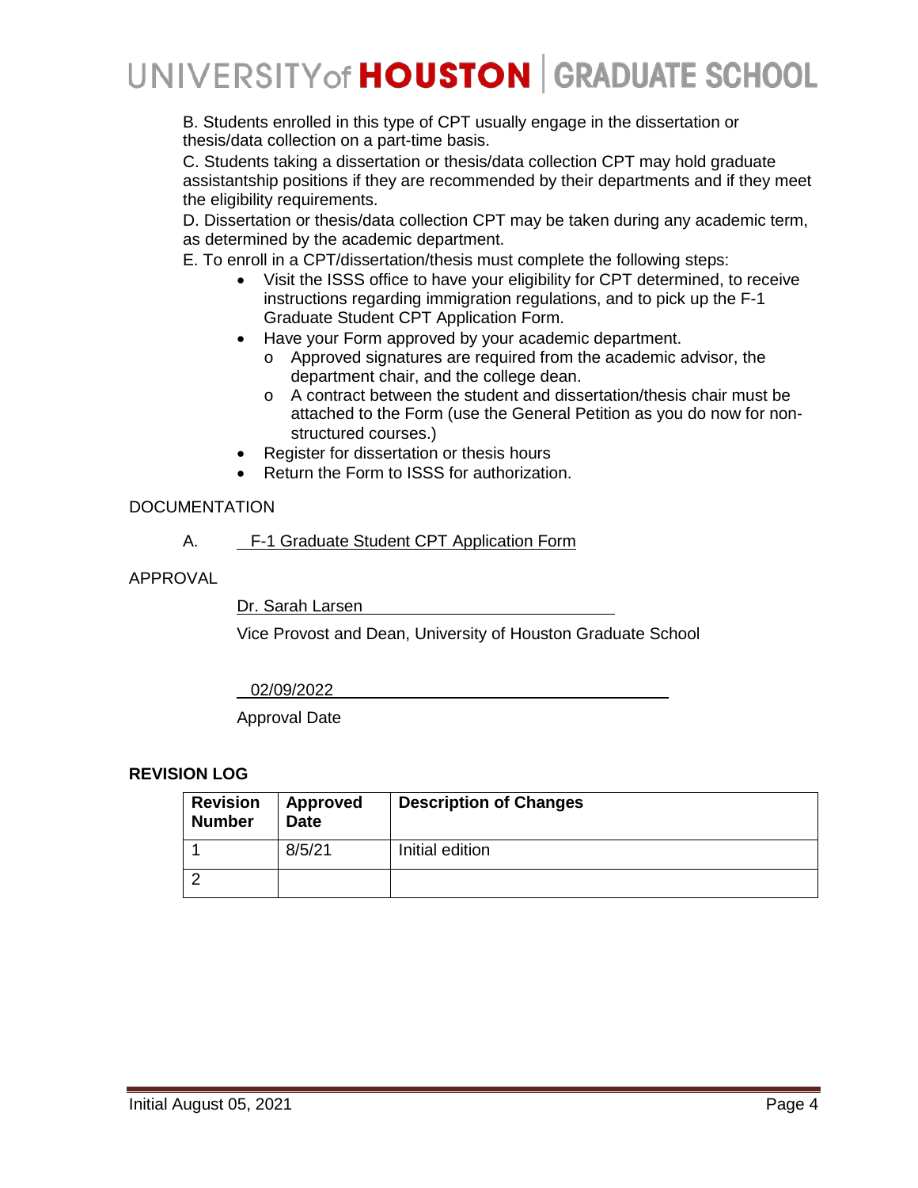B. Students enrolled in this type of CPT usually engage in the dissertation or thesis/data collection on a part-time basis.

C. Students taking a dissertation or thesis/data collection CPT may hold graduate assistantship positions if they are recommended by their departments and if they meet the eligibility requirements.

D. Dissertation or thesis/data collection CPT may be taken during any academic term, as determined by the academic department.

E. To enroll in a CPT/dissertation/thesis must complete the following steps:

- Visit the ISSS office to have your eligibility for CPT determined, to receive instructions regarding immigration regulations, and to pick up the F-1 Graduate Student CPT Application Form.
- Have your Form approved by your academic department.
  - Approved signatures are required from the academic advisor, the department chair, and the college dean.
  - A contract between the student and dissertation/thesis chair must be attached to the Form (use the General Petition as you do now for non-structured courses.)
- Register for dissertation or thesis hours
- Return the Form to ISSS for authorization.

DOCUMENTATION

A. F-1 Graduate Student CPT Application Form

APPROVAL

Dr. Sarah Larsen

Vice Provost and Dean, University of Houston Graduate School

02/09/2022

Approval Date

**REVISION LOG**

| Revision Number | Approved Date | Description of Changes |
|---|---|---|
| 1 | 8/5/21 | Initial edition |
| 2 | | |